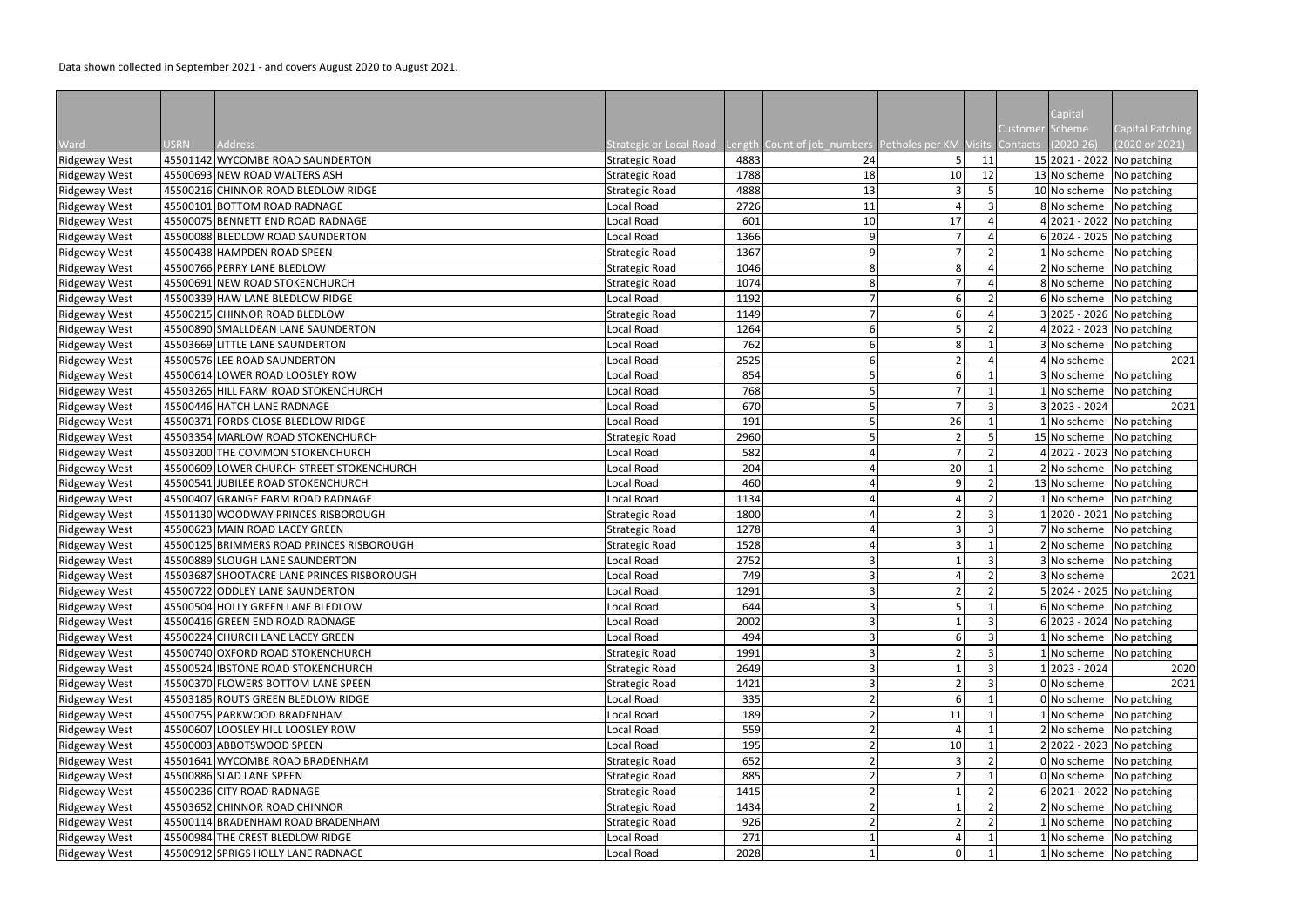Data shown collected in September 2021 - and covers August 2020 to August 2021.

| Ward | USRN | Address | Strategic or Local Road | Length | Count of job_numbers | Potholes per KM | Visits | Customer Contacts | Capital Scheme (2020-26) | Capital Patching (2020 or 2021) |
|---|---|---|---|---|---|---|---|---|---|---|
| Ridgeway West | 45501142 | WYCOMBE ROAD SAUNDERTON | Strategic Road | 4883 | 24 | 5 | 11 | 15 | 2021 - 2022 | No patching |
| Ridgeway West | 45500693 | NEW ROAD WALTERS ASH | Strategic Road | 1788 | 18 | 10 | 12 | 13 | No scheme | No patching |
| Ridgeway West | 45500216 | CHINNOR ROAD BLEDLOW RIDGE | Strategic Road | 4888 | 13 | 3 | 5 | 10 | No scheme | No patching |
| Ridgeway West | 45500101 | BOTTOM ROAD RADNAGE | Local Road | 2726 | 11 | 4 | 3 | 8 | No scheme | No patching |
| Ridgeway West | 45500075 | BENNETT END ROAD RADNAGE | Local Road | 601 | 10 | 17 | 4 | 4 | 2021 - 2022 | No patching |
| Ridgeway West | 45500088 | BLEDLOW ROAD SAUNDERTON | Local Road | 1366 | 9 | 7 | 4 | 6 | 2024 - 2025 | No patching |
| Ridgeway West | 45500438 | HAMPDEN ROAD SPEEN | Strategic Road | 1367 | 9 | 7 | 2 | 1 | No scheme | No patching |
| Ridgeway West | 45500766 | PERRY LANE BLEDLOW | Strategic Road | 1046 | 8 | 8 | 4 | 2 | No scheme | No patching |
| Ridgeway West | 45500691 | NEW ROAD STOKENCHURCH | Strategic Road | 1074 | 8 | 7 | 4 | 8 | No scheme | No patching |
| Ridgeway West | 45500339 | HAW LANE BLEDLOW RIDGE | Local Road | 1192 | 7 | 6 | 2 | 6 | No scheme | No patching |
| Ridgeway West | 45500215 | CHINNOR ROAD BLEDLOW | Strategic Road | 1149 | 7 | 6 | 4 | 3 | 2025 - 2026 | No patching |
| Ridgeway West | 45500890 | SMALLDEAN LANE SAUNDERTON | Local Road | 1264 | 6 | 5 | 2 | 4 | 2022 - 2023 | No patching |
| Ridgeway West | 45503669 | LITTLE LANE SAUNDERTON | Local Road | 762 | 6 | 8 | 1 | 3 | No scheme | No patching |
| Ridgeway West | 45500576 | LEE ROAD SAUNDERTON | Local Road | 2525 | 6 | 2 | 4 | 4 | No scheme | 2021 |
| Ridgeway West | 45500614 | LOWER ROAD LOOSLEY ROW | Local Road | 854 | 5 | 6 | 1 | 3 | No scheme | No patching |
| Ridgeway West | 45503265 | HILL FARM ROAD STOKENCHURCH | Local Road | 768 | 5 | 7 | 1 | 1 | No scheme | No patching |
| Ridgeway West | 45500446 | HATCH LANE RADNAGE | Local Road | 670 | 5 | 7 | 3 | 3 | 2023 - 2024 | 2021 |
| Ridgeway West | 45500371 | FORDS CLOSE BLEDLOW RIDGE | Local Road | 191 | 5 | 26 | 1 | 1 | No scheme | No patching |
| Ridgeway West | 45503354 | MARLOW ROAD STOKENCHURCH | Strategic Road | 2960 | 5 | 2 | 5 | 15 | No scheme | No patching |
| Ridgeway West | 45503200 | THE COMMON STOKENCHURCH | Local Road | 582 | 4 | 7 | 2 | 4 | 2022 - 2023 | No patching |
| Ridgeway West | 45500609 | LOWER CHURCH STREET STOKENCHURCH | Local Road | 204 | 4 | 20 | 1 | 2 | No scheme | No patching |
| Ridgeway West | 45500541 | JUBILEE ROAD STOKENCHURCH | Local Road | 460 | 4 | 9 | 2 | 13 | No scheme | No patching |
| Ridgeway West | 45500407 | GRANGE FARM ROAD RADNAGE | Local Road | 1134 | 4 | 4 | 2 | 1 | No scheme | No patching |
| Ridgeway West | 45501130 | WOODWAY PRINCES RISBOROUGH | Strategic Road | 1800 | 4 | 2 | 3 | 1 | 2020 - 2021 | No patching |
| Ridgeway West | 45500623 | MAIN ROAD LACEY GREEN | Strategic Road | 1278 | 4 | 3 | 3 | 7 | No scheme | No patching |
| Ridgeway West | 45500125 | BRIMMERS ROAD PRINCES RISBOROUGH | Strategic Road | 1528 | 4 | 3 | 1 | 2 | No scheme | No patching |
| Ridgeway West | 45500889 | SLOUGH LANE SAUNDERTON | Local Road | 2752 | 3 | 1 | 3 | 3 | No scheme | No patching |
| Ridgeway West | 45503687 | SHOOTACRE LANE PRINCES RISBOROUGH | Local Road | 749 | 3 | 4 | 2 | 3 | No scheme | 2021 |
| Ridgeway West | 45500722 | ODDLEY LANE SAUNDERTON | Local Road | 1291 | 3 | 2 | 2 | 5 | 2024 - 2025 | No patching |
| Ridgeway West | 45500504 | HOLLY GREEN LANE BLEDLOW | Local Road | 644 | 3 | 5 | 1 | 6 | No scheme | No patching |
| Ridgeway West | 45500416 | GREEN END ROAD RADNAGE | Local Road | 2002 | 3 | 1 | 3 | 6 | 2023 - 2024 | No patching |
| Ridgeway West | 45500224 | CHURCH LANE LACEY GREEN | Local Road | 494 | 3 | 6 | 3 | 1 | No scheme | No patching |
| Ridgeway West | 45500740 | OXFORD ROAD STOKENCHURCH | Strategic Road | 1991 | 3 | 2 | 3 | 1 | No scheme | No patching |
| Ridgeway West | 45500524 | IBSTONE ROAD STOKENCHURCH | Strategic Road | 2649 | 3 | 1 | 3 | 1 | 2023 - 2024 | 2020 |
| Ridgeway West | 45500370 | FLOWERS BOTTOM LANE SPEEN | Strategic Road | 1421 | 3 | 2 | 3 | 0 | No scheme | 2021 |
| Ridgeway West | 45503185 | ROUTS GREEN BLEDLOW RIDGE | Local Road | 335 | 2 | 6 | 1 | 0 | No scheme | No patching |
| Ridgeway West | 45500755 | PARKWOOD BRADENHAM | Local Road | 189 | 2 | 11 | 1 | 1 | No scheme | No patching |
| Ridgeway West | 45500607 | LOOSLEY HILL LOOSLEY ROW | Local Road | 559 | 2 | 4 | 1 | 2 | No scheme | No patching |
| Ridgeway West | 45500003 | ABBOTSWOOD SPEEN | Local Road | 195 | 2 | 10 | 1 | 2 | 2022 - 2023 | No patching |
| Ridgeway West | 45501641 | WYCOMBE ROAD BRADENHAM | Strategic Road | 652 | 2 | 3 | 2 | 0 | No scheme | No patching |
| Ridgeway West | 45500886 | SLAD LANE SPEEN | Strategic Road | 885 | 2 | 2 | 1 | 0 | No scheme | No patching |
| Ridgeway West | 45500236 | CITY ROAD RADNAGE | Strategic Road | 1415 | 2 | 1 | 2 | 6 | 2021 - 2022 | No patching |
| Ridgeway West | 45503652 | CHINNOR ROAD CHINNOR | Strategic Road | 1434 | 2 | 1 | 2 | 2 | No scheme | No patching |
| Ridgeway West | 45500114 | BRADENHAM ROAD BRADENHAM | Strategic Road | 926 | 2 | 2 | 2 | 1 | No scheme | No patching |
| Ridgeway West | 45500984 | THE CREST BLEDLOW RIDGE | Local Road | 271 | 1 | 4 | 1 | 1 | No scheme | No patching |
| Ridgeway West | 45500912 | SPRIGS HOLLY LANE RADNAGE | Local Road | 2028 | 1 | 0 | 1 | 1 | No scheme | No patching |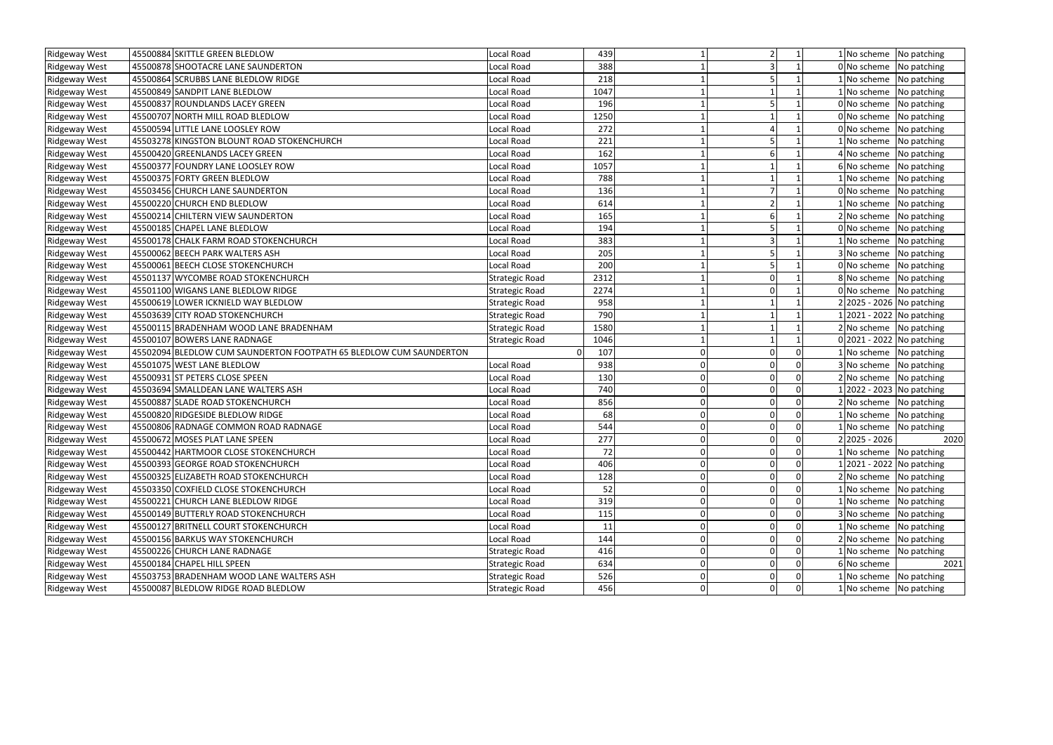| | | | | | | | | | | |
|---|---|---|---|---|---|---|---|---|---|---|
| Ridgeway West | 45500884 | SKITTLE GREEN BLEDLOW | Local Road | 439 | 1 | 2 | 1 | 1 | No scheme | No patching |
| Ridgeway West | 45500878 | SHOOTACRE LANE SAUNDERTON | Local Road | 388 | 1 | 3 | 1 | 0 | No scheme | No patching |
| Ridgeway West | 45500864 | SCRUBBS LANE BLEDLOW RIDGE | Local Road | 218 | 1 | 5 | 1 | 1 | No scheme | No patching |
| Ridgeway West | 45500849 | SANDPIT LANE BLEDLOW | Local Road | 1047 | 1 | 1 | 1 | 1 | No scheme | No patching |
| Ridgeway West | 45500837 | ROUNDLANDS LACEY GREEN | Local Road | 196 | 1 | 5 | 1 | 0 | No scheme | No patching |
| Ridgeway West | 45500707 | NORTH MILL ROAD BLEDLOW | Local Road | 1250 | 1 | 1 | 1 | 0 | No scheme | No patching |
| Ridgeway West | 45500594 | LITTLE LANE LOOSLEY ROW | Local Road | 272 | 1 | 4 | 1 | 0 | No scheme | No patching |
| Ridgeway West | 45503278 | KINGSTON BLOUNT ROAD STOKENCHURCH | Local Road | 221 | 1 | 5 | 1 | 1 | No scheme | No patching |
| Ridgeway West | 45500420 | GREENLANDS LACEY GREEN | Local Road | 162 | 1 | 6 | 1 | 4 | No scheme | No patching |
| Ridgeway West | 45500377 | FOUNDRY LANE LOOSLEY ROW | Local Road | 1057 | 1 | 1 | 1 | 6 | No scheme | No patching |
| Ridgeway West | 45500375 | FORTY GREEN BLEDLOW | Local Road | 788 | 1 | 1 | 1 | 1 | No scheme | No patching |
| Ridgeway West | 45503456 | CHURCH LANE SAUNDERTON | Local Road | 136 | 1 | 7 | 1 | 0 | No scheme | No patching |
| Ridgeway West | 45500220 | CHURCH END BLEDLOW | Local Road | 614 | 1 | 2 | 1 | 1 | No scheme | No patching |
| Ridgeway West | 45500214 | CHILTERN VIEW SAUNDERTON | Local Road | 165 | 1 | 6 | 1 | 2 | No scheme | No patching |
| Ridgeway West | 45500185 | CHAPEL LANE BLEDLOW | Local Road | 194 | 1 | 5 | 1 | 0 | No scheme | No patching |
| Ridgeway West | 45500178 | CHALK FARM ROAD STOKENCHURCH | Local Road | 383 | 1 | 3 | 1 | 1 | No scheme | No patching |
| Ridgeway West | 45500062 | BEECH PARK WALTERS ASH | Local Road | 205 | 1 | 5 | 1 | 3 | No scheme | No patching |
| Ridgeway West | 45500061 | BEECH CLOSE STOKENCHURCH | Local Road | 200 | 1 | 5 | 1 | 0 | No scheme | No patching |
| Ridgeway West | 45501137 | WYCOMBE ROAD STOKENCHURCH | Strategic Road | 2312 | 1 | 0 | 1 | 8 | No scheme | No patching |
| Ridgeway West | 45501100 | WIGANS LANE BLEDLOW RIDGE | Strategic Road | 2274 | 1 | 0 | 1 | 0 | No scheme | No patching |
| Ridgeway West | 45500619 | LOWER ICKNIELD WAY BLEDLOW | Strategic Road | 958 | 1 | 1 | 1 | 2 | 2025 - 2026 | No patching |
| Ridgeway West | 45503639 | CITY ROAD STOKENCHURCH | Strategic Road | 790 | 1 | 1 | 1 | 1 | 2021 - 2022 | No patching |
| Ridgeway West | 45500115 | BRADENHAM WOOD LANE BRADENHAM | Strategic Road | 1580 | 1 | 1 | 1 | 2 | No scheme | No patching |
| Ridgeway West | 45500107 | BOWERS LANE RADNAGE | Strategic Road | 1046 | 1 | 1 | 1 | 0 | 2021 - 2022 | No patching |
| Ridgeway West | 45502094 | BLEDLOW CUM SAUNDERTON FOOTPATH 65 BLEDLOW CUM SAUNDERTON | 0 | 107 | 0 | 0 | 0 | 1 | No scheme | No patching |
| Ridgeway West | 45501075 | WEST LANE BLEDLOW | Local Road | 938 | 0 | 0 | 0 | 3 | No scheme | No patching |
| Ridgeway West | 45500931 | ST PETERS CLOSE SPEEN | Local Road | 130 | 0 | 0 | 0 | 2 | No scheme | No patching |
| Ridgeway West | 45503694 | SMALLDEAN LANE WALTERS ASH | Local Road | 740 | 0 | 0 | 0 | 1 | 2022 - 2023 | No patching |
| Ridgeway West | 45500887 | SLADE ROAD STOKENCHURCH | Local Road | 856 | 0 | 0 | 0 | 2 | No scheme | No patching |
| Ridgeway West | 45500820 | RIDGESIDE BLEDLOW RIDGE | Local Road | 68 | 0 | 0 | 0 | 1 | No scheme | No patching |
| Ridgeway West | 45500806 | RADNAGE COMMON ROAD RADNAGE | Local Road | 544 | 0 | 0 | 0 | 1 | No scheme | No patching |
| Ridgeway West | 45500672 | MOSES PLAT LANE SPEEN | Local Road | 277 | 0 | 0 | 0 | 2 | 2025 - 2026 | 2020 |
| Ridgeway West | 45500442 | HARTMOOR CLOSE STOKENCHURCH | Local Road | 72 | 0 | 0 | 0 | 1 | No scheme | No patching |
| Ridgeway West | 45500393 | GEORGE ROAD STOKENCHURCH | Local Road | 406 | 0 | 0 | 0 | 1 | 2021 - 2022 | No patching |
| Ridgeway West | 45500325 | ELIZABETH ROAD STOKENCHURCH | Local Road | 128 | 0 | 0 | 0 | 2 | No scheme | No patching |
| Ridgeway West | 45503350 | COXFIELD CLOSE STOKENCHURCH | Local Road | 52 | 0 | 0 | 0 | 1 | No scheme | No patching |
| Ridgeway West | 45500221 | CHURCH LANE BLEDLOW RIDGE | Local Road | 319 | 0 | 0 | 0 | 1 | No scheme | No patching |
| Ridgeway West | 45500149 | BUTTERLY ROAD STOKENCHURCH | Local Road | 115 | 0 | 0 | 0 | 3 | No scheme | No patching |
| Ridgeway West | 45500127 | BRITNELL COURT STOKENCHURCH | Local Road | 11 | 0 | 0 | 0 | 1 | No scheme | No patching |
| Ridgeway West | 45500156 | BARKUS WAY STOKENCHURCH | Local Road | 144 | 0 | 0 | 0 | 2 | No scheme | No patching |
| Ridgeway West | 45500226 | CHURCH LANE RADNAGE | Strategic Road | 416 | 0 | 0 | 0 | 1 | No scheme | No patching |
| Ridgeway West | 45500184 | CHAPEL HILL SPEEN | Strategic Road | 634 | 0 | 0 | 0 | 6 | No scheme | 2021 |
| Ridgeway West | 45503753 | BRADENHAM WOOD LANE WALTERS ASH | Strategic Road | 526 | 0 | 0 | 0 | 1 | No scheme | No patching |
| Ridgeway West | 45500087 | BLEDLOW RIDGE ROAD BLEDLOW | Strategic Road | 456 | 0 | 0 | 0 | 1 | No scheme | No patching |